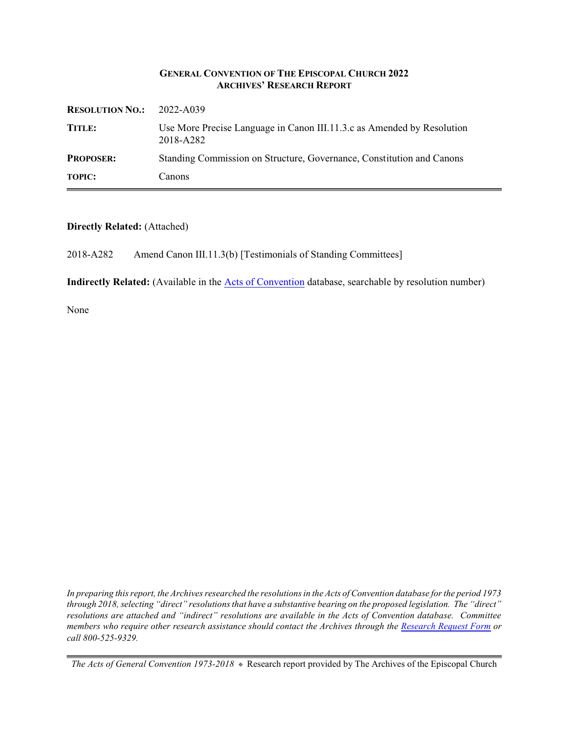**GENERAL CONVENTION OF THE EPISCOPAL CHURCH 2022**
**ARCHIVES' RESEARCH REPORT**

| | |
|---|---|
| **RESOLUTION NO.:** | 2022-A039 |
| **TITLE:** | Use More Precise Language in Canon III.11.3.c as Amended by Resolution 2018-A282 |
| **PROPOSER:** | Standing Commission on Structure, Governance, Constitution and Canons |
| **TOPIC:** | Canons |

**Directly Related:** (Attached)

2018-A282 Amend Canon III.11.3(b) [Testimonials of Standing Committees]

**Indirectly Related:** (Available in the Acts of Convention database, searchable by resolution number)

None

*In preparing this report, the Archives researched the resolutions in the Acts of Convention database for the period 1973 through 2018, selecting "direct" resolutions that have a substantive bearing on the proposed legislation. The "direct" resolutions are attached and "indirect" resolutions are available in the Acts of Convention database. Committee members who require other research assistance should contact the Archives through the Research Request Form or call 800-525-9329.*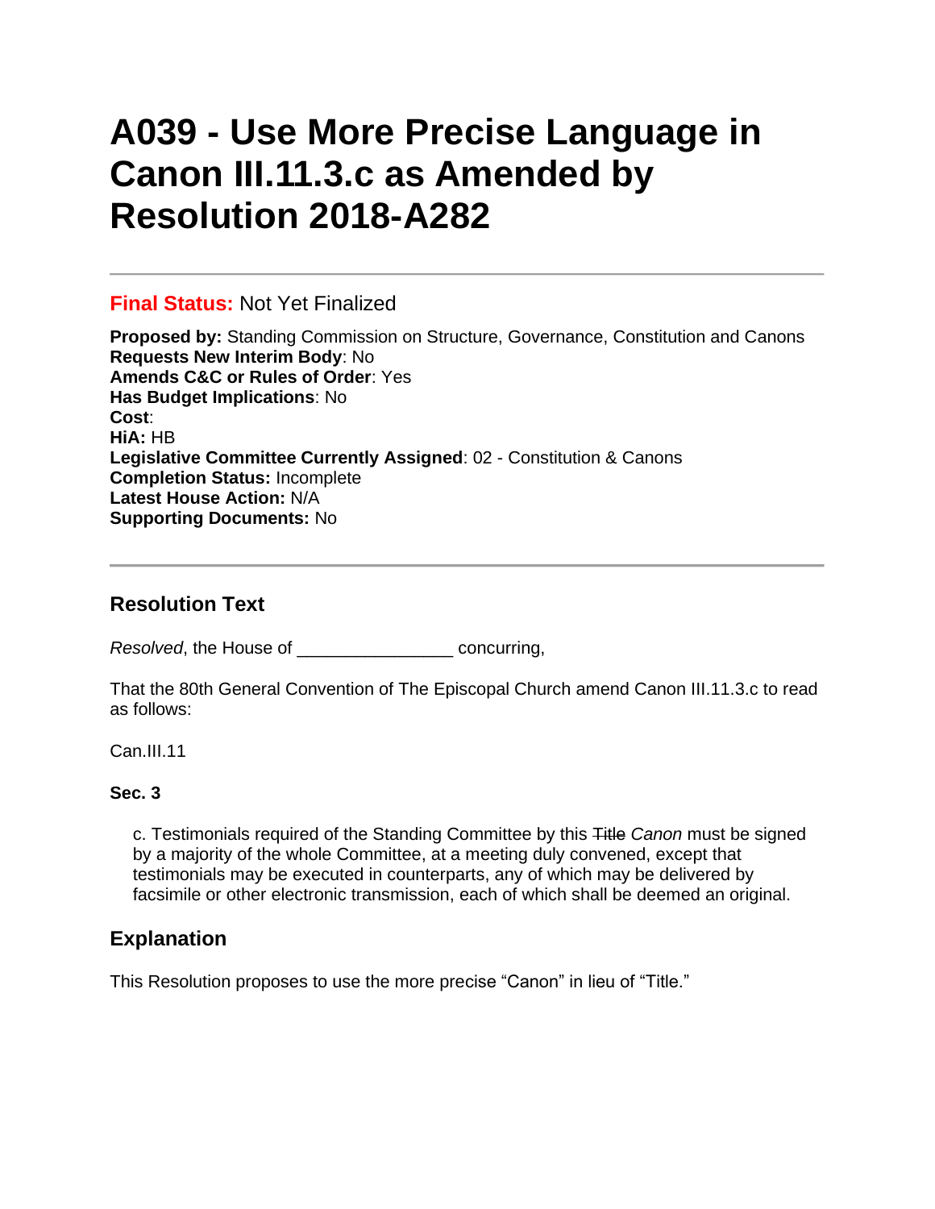# A039 - Use More Precise Language in Canon III.11.3.c as Amended by Resolution 2018-A282

**Final Status:** Not Yet Finalized

**Proposed by:** Standing Commission on Structure, Governance, Constitution and Canons
**Requests New Interim Body**: No
**Amends C&C or Rules of Order**: Yes
**Has Budget Implications**: No
**Cost**:
**HiA:** HB
**Legislative Committee Currently Assigned**: 02 - Constitution & Canons
**Completion Status:** Incomplete
**Latest House Action:** N/A
**Supporting Documents:** No

## Resolution Text

*Resolved*, the House of _______________ concurring,

That the 80th General Convention of The Episcopal Church amend Canon III.11.3.c to read as follows:

Can.III.11

**Sec. 3**

> c. Testimonials required of the Standing Committee by this ~~Title~~ *Canon* must be signed by a majority of the whole Committee, at a meeting duly convened, except that testimonials may be executed in counterparts, any of which may be delivered by facsimile or other electronic transmission, each of which shall be deemed an original.

## Explanation

This Resolution proposes to use the more precise “Canon” in lieu of “Title.”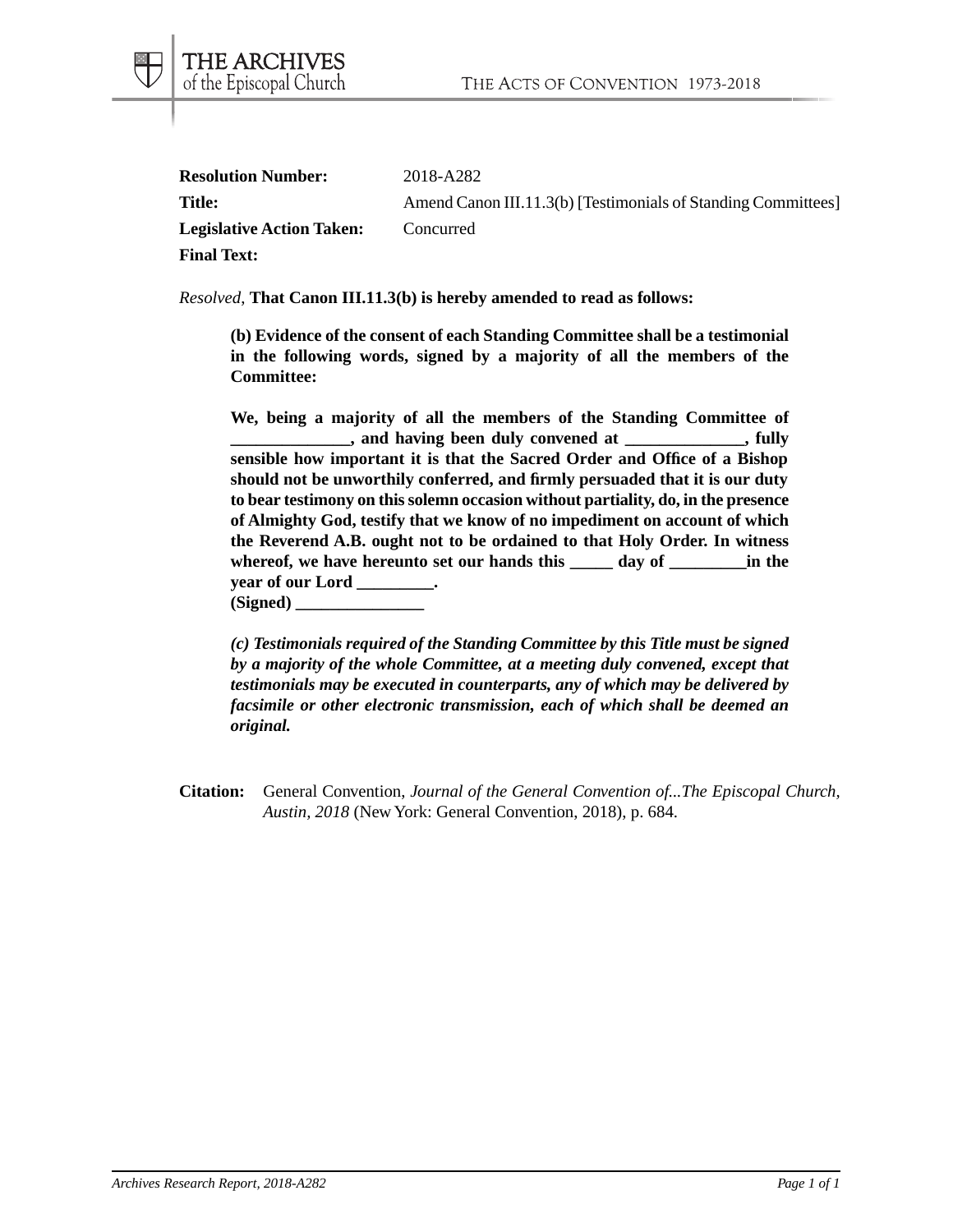**Resolution Number:** 2018-A282

**Title:** Amend Canon III.11.3(b) [Testimonials of Standing Committees]

**Legislative Action Taken:** Concurred

**Final Text:**

*Resolved,* **That Canon III.11.3(b) is hereby amended to read as follows:**

> **(b) Evidence of the consent of each Standing Committee shall be a testimonial in the following words, signed by a majority of all the members of the Committee:**
>
> **We, being a majority of all the members of the Standing Committee of ______________, and having been duly convened at ______________, fully sensible how important it is that the Sacred Order and Office of a Bishop should not be unworthily conferred, and firmly persuaded that it is our duty to bear testimony on this solemn occasion without partiality, do, in the presence of Almighty God, testify that we know of no impediment on account of which the Reverend A.B. ought not to be ordained to that Holy Order. In witness whereof, we have hereunto set our hands this _____ day of _________in the year of our Lord _________.**
> **(Signed) _______________**
>
> ***(c) Testimonials required of the Standing Committee by this Title must be signed by a majority of the whole Committee, at a meeting duly convened, except that testimonials may be executed in counterparts, any of which may be delivered by facsimile or other electronic transmission, each of which shall be deemed an original.***

**Citation:** General Convention, *Journal of the General Convention of...The Episcopal Church, Austin, 2018* (New York: General Convention, 2018), p. 684.